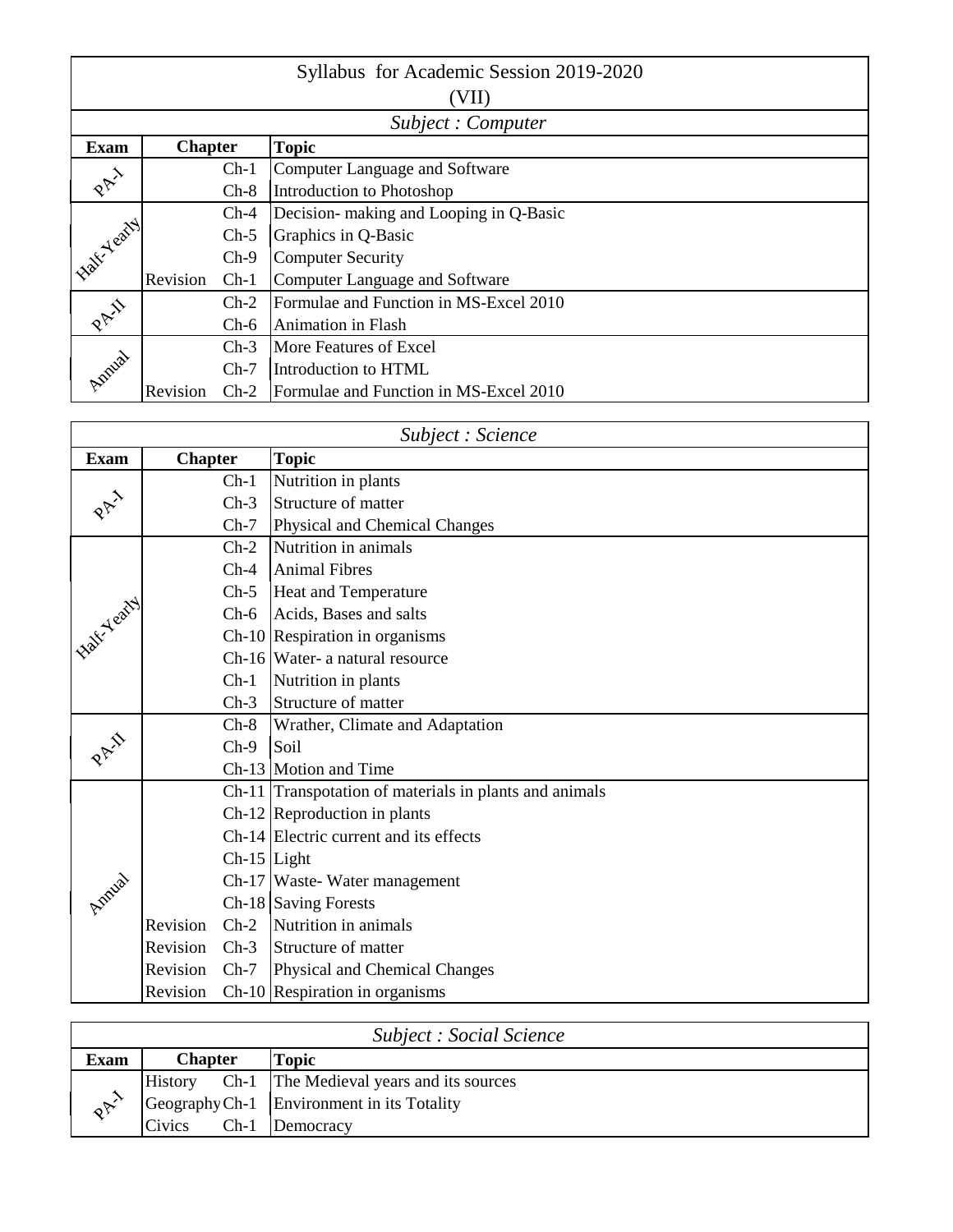# Syllabus for Academic Session 2019-2020

## (VII)

### *Subject : Computer*

| Exam | Chapter | | Topic |
|---|---|---|---|
| PA-I | | Ch-1 | Computer Language and Software |
| | | Ch-8 | Introduction to Photoshop |
| Half-Yearly | | Ch-4 | Decision- making and Looping in Q-Basic |
| | | Ch-5 | Graphics in Q-Basic |
| | | Ch-9 | Computer Security |
| | Revision | Ch-1 | Computer Language and Software |
| PA-II | | Ch-2 | Formulae and Function in MS-Excel 2010 |
| | | Ch-6 | Animation in Flash |
| Annual | | Ch-3 | More Features of Excel |
| | | Ch-7 | Introduction to HTML |
| | Revision | Ch-2 | Formulae and Function in MS-Excel 2010 |

### *Subject : Science*

| Exam | Chapter | | Topic |
|---|---|---|---|
| PA-I | | Ch-1 | Nutrition in plants |
| | | Ch-3 | Structure of matter |
| | | Ch-7 | Physical and Chemical Changes |
| Half-Yearly | | Ch-2 | Nutrition in animals |
| | | Ch-4 | Animal Fibres |
| | | Ch-5 | Heat and Temperature |
| | | Ch-6 | Acids, Bases and salts |
| | | Ch-10 | Respiration in organisms |
| | | Ch-16 | Water- a natural resource |
| | | Ch-1 | Nutrition in plants |
| | | Ch-3 | Structure of matter |
| PA-II | | Ch-8 | Wrather, Climate and Adaptation |
| | | Ch-9 | Soil |
| | | Ch-13 | Motion and Time |
| Annual | | Ch-11 | Transpotation of materials in plants and animals |
| | | Ch-12 | Reproduction in plants |
| | | Ch-14 | Electric current and its effects |
| | | Ch-15 | Light |
| | | Ch-17 | Waste- Water management |
| | | Ch-18 | Saving Forests |
| | Revision | Ch-2 | Nutrition in animals |
| | Revision | Ch-3 | Structure of matter |
| | Revision | Ch-7 | Physical and Chemical Changes |
| | Revision | Ch-10 | Respiration in organisms |

### *Subject : Social Science*

| Exam | Chapter | | Topic |
|---|---|---|---|
| PA-I | History | Ch-1 | The Medieval years and its sources |
| | Geography | Ch-1 | Environment in its Totality |
| | Civics | Ch-1 | Democracy |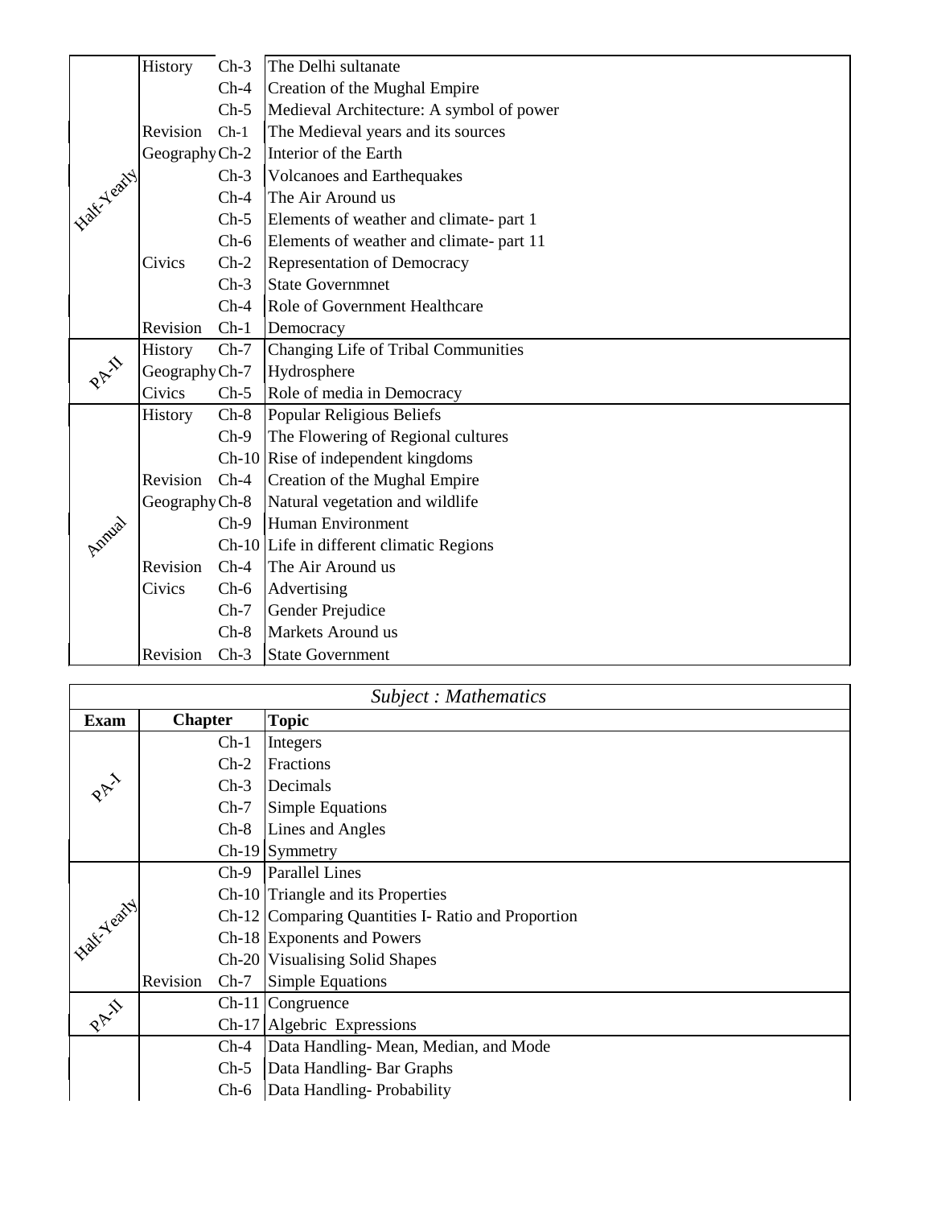| | | | |
|---|---|---|---|
| Half-Yearly | History | Ch-3 | The Delhi sultanate |
| | | Ch-4 | Creation of the Mughal Empire |
| | | Ch-5 | Medieval Architecture: A symbol of power |
| | Revision | Ch-1 | The Medieval years and its sources |
| | Geography | Ch-2 | Interior of the Earth |
| | | Ch-3 | Volcanoes and Earthequakes |
| | | Ch-4 | The Air Around us |
| | | Ch-5 | Elements of weather and climate- part 1 |
| | | Ch-6 | Elements of weather and climate- part 11 |
| | Civics | Ch-2 | Representation of Democracy |
| | | Ch-3 | State Governmnet |
| | | Ch-4 | Role of Government Healthcare |
| | Revision | Ch-1 | Democracy |
| PA-II | History | Ch-7 | Changing Life of Tribal Communities |
| | Geography | Ch-7 | Hydrosphere |
| | Civics | Ch-5 | Role of media in Democracy |
| Annual | History | Ch-8 | Popular Religious Beliefs |
| | | Ch-9 | The Flowering of Regional cultures |
| | | Ch-10 | Rise of independent kingdoms |
| | Revision | Ch-4 | Creation of the Mughal Empire |
| | Geography | Ch-8 | Natural vegetation and wildlife |
| | | Ch-9 | Human Environment |
| | | Ch-10 | Life in different climatic Regions |
| | Revision | Ch-4 | The Air Around us |
| | Civics | Ch-6 | Advertising |
| | | Ch-7 | Gender Prejudice |
| | | Ch-8 | Markets Around us |
| | Revision | Ch-3 | State Government |

*Subject : Mathematics*

| Exam | Chapter | | Topic |
|---|---|---|---|
| PA-I | | Ch-1 | Integers |
| | | Ch-2 | Fractions |
| | | Ch-3 | Decimals |
| | | Ch-7 | Simple Equations |
| | | Ch-8 | Lines and Angles |
| | | Ch-19 | Symmetry |
| Half-Yearly | | Ch-9 | Parallel Lines |
| | | Ch-10 | Triangle and its Properties |
| | | Ch-12 | Comparing Quantities I- Ratio and Proportion |
| | | Ch-18 | Exponents and Powers |
| | | Ch-20 | Visualising Solid Shapes |
| | Revision | Ch-7 | Simple Equations |
| PA-II | | Ch-11 | Congruence |
| | | Ch-17 | Algebric Expressions |
| | | Ch-4 | Data Handling- Mean, Median, and Mode |
| | | Ch-5 | Data Handling- Bar Graphs |
| | | Ch-6 | Data Handling- Probability |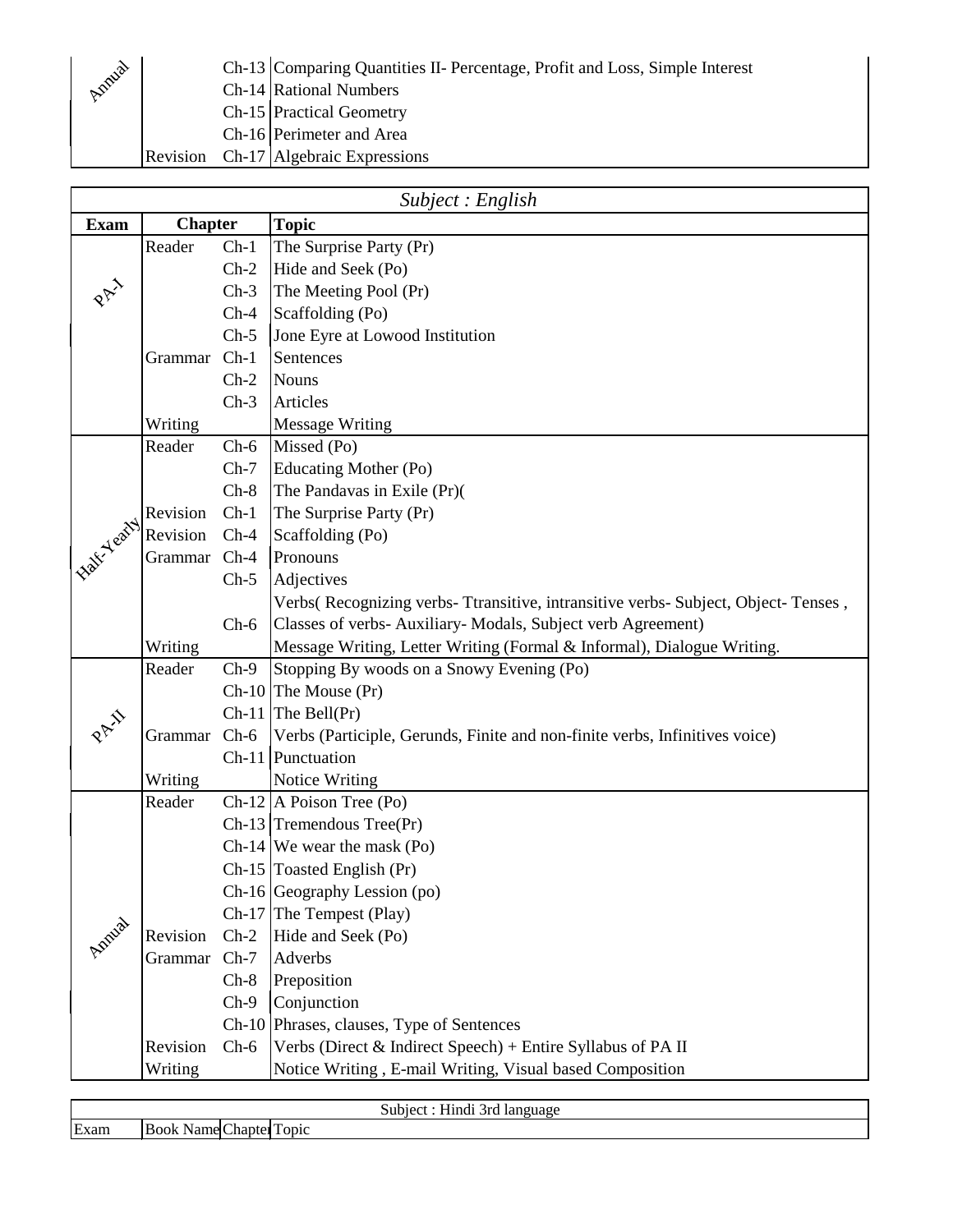| | | | |
|---|---|---|---|
| Annual | | Ch-13 | Comparing Quantities II- Percentage, Profit and Loss, Simple Interest |
| | | Ch-14 | Rational Numbers |
| | | Ch-15 | Practical Geometry |
| | | Ch-16 | Perimeter and Area |
| | Revision | Ch-17 | Algebraic Expressions |

*Subject : English*

| Exam | Chapter | | Topic |
|---|---|---|---|
| PA-I | Reader | Ch-1 | The Surprise Party (Pr) |
| | | Ch-2 | Hide and Seek (Po) |
| | | Ch-3 | The Meeting Pool (Pr) |
| | | Ch-4 | Scaffolding (Po) |
| | | Ch-5 | Jone Eyre at Lowood Institution |
| | Grammar | Ch-1 | Sentences |
| | | Ch-2 | Nouns |
| | | Ch-3 | Articles |
| | Writing | | Message Writing |
| Half-Yearly | Reader | Ch-6 | Missed (Po) |
| | | Ch-7 | Educating Mother (Po) |
| | | Ch-8 | The Pandavas in Exile (Pr)( |
| | Revision | Ch-1 | The Surprise Party (Pr) |
| | Revision | Ch-4 | Scaffolding (Po) |
| | Grammar | Ch-4 | Pronouns |
| | | Ch-5 | Adjectives |
| | | Ch-6 | Verbs( Recognizing verbs- Ttransitive, intransitive verbs- Subject, Object- Tenses , Classes of verbs- Auxiliary- Modals, Subject verb Agreement) |
| | Writing | | Message Writing, Letter Writing (Formal & Informal), Dialogue Writing. |
| PA-II | Reader | Ch-9 | Stopping By woods on a Snowy Evening (Po) |
| | | Ch-10 | The Mouse (Pr) |
| | | Ch-11 | The Bell(Pr) |
| | Grammar | Ch-6 | Verbs (Participle, Gerunds, Finite and non-finite verbs, Infinitives voice) |
| | | Ch-11 | Punctuation |
| | Writing | | Notice Writing |
| Annual | Reader | Ch-12 | A Poison Tree (Po) |
| | | Ch-13 | Tremendous Tree(Pr) |
| | | Ch-14 | We wear the mask (Po) |
| | | Ch-15 | Toasted English (Pr) |
| | | Ch-16 | Geography Lession (po) |
| | | Ch-17 | The Tempest (Play) |
| | Revision | Ch-2 | Hide and Seek (Po) |
| | Grammar | Ch-7 | Adverbs |
| | | Ch-8 | Preposition |
| | | Ch-9 | Conjunction |
| | | Ch-10 | Phrases, clauses, Type of Sentences |
| | Revision | Ch-6 | Verbs (Direct & Indirect Speech) + Entire Syllabus of PA II |
| | Writing | | Notice Writing , E-mail Writing, Visual based Composition |

Subject : Hindi 3rd language

| Exam | Book Name | Chapter | Topic |
|---|---|---|---|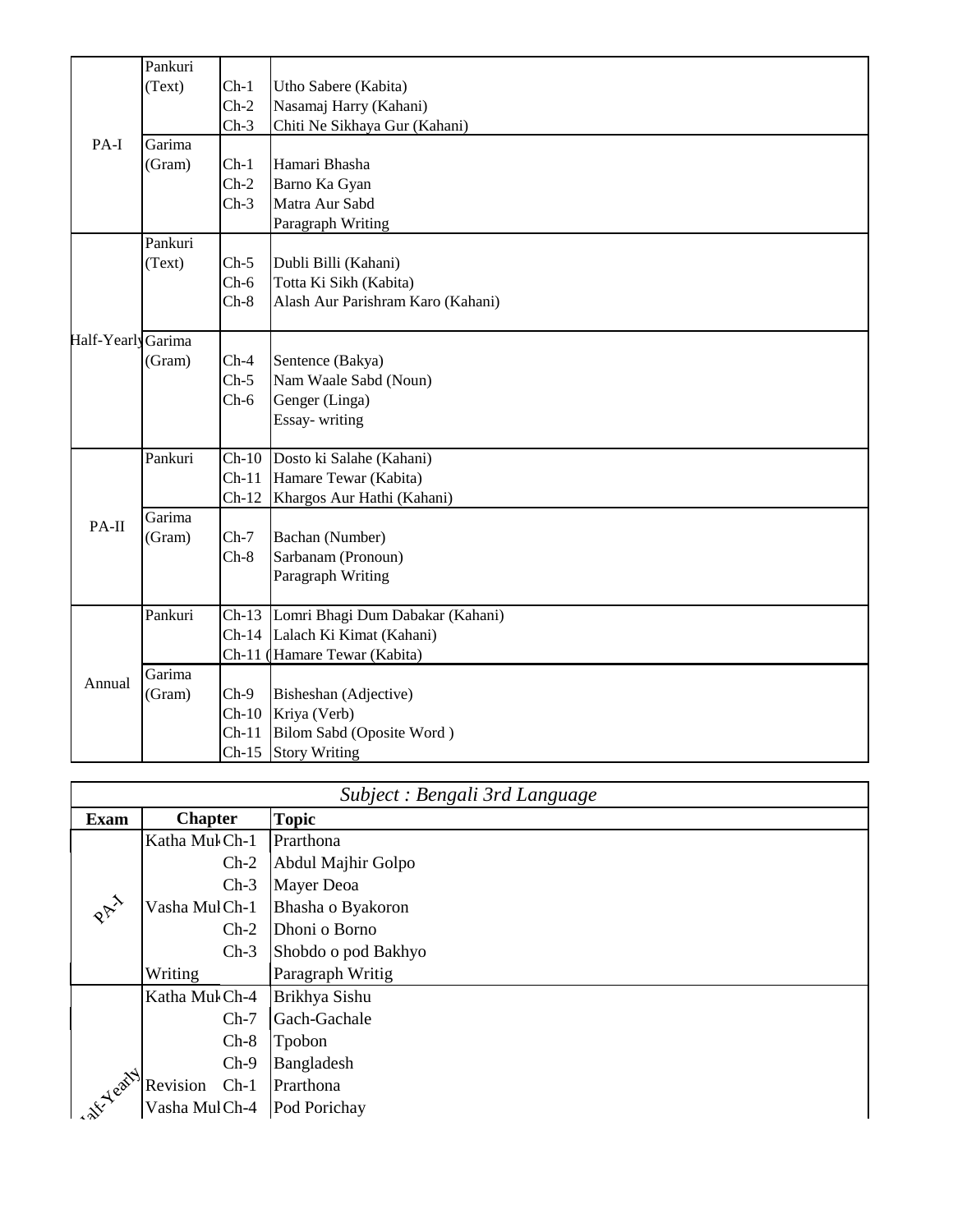| | | | |
|---|---|---|---|
| PA-I | Pankuri (Text) | Ch-1 | Utho Sabere (Kabita) |
| | | Ch-2 | Nasamaj Harry (Kahani) |
| | | Ch-3 | Chiti Ne Sikhaya Gur (Kahani) |
| | Garima (Gram) | Ch-1 | Hamari Bhasha |
| | | Ch-2 | Barno Ka Gyan |
| | | Ch-3 | Matra Aur Sabd |
| | | | Paragraph Writing |
| Half-Yearly | Pankuri (Text) | Ch-5 | Dubli Billi (Kahani) |
| | | Ch-6 | Totta Ki Sikh (Kabita) |
| | | Ch-8 | Alash Aur Parishram Karo (Kahani) |
| | Garima (Gram) | Ch-4 | Sentence (Bakya) |
| | | Ch-5 | Nam Waale Sabd (Noun) |
| | | Ch-6 | Genger (Linga) |
| | | | Essay- writing |
| PA-II | Pankuri | Ch-10 | Dosto ki Salahe (Kahani) |
| | | Ch-11 | Hamare Tewar (Kabita) |
| | | Ch-12 | Khargos Aur Hathi (Kahani) |
| | Garima (Gram) | Ch-7 | Bachan (Number) |
| | | Ch-8 | Sarbanam (Pronoun) |
| | | | Paragraph Writing |
| Annual | Pankuri | Ch-13 | Lomri Bhagi Dum Dabakar (Kahani) |
| | | Ch-14 | Lalach Ki Kimat (Kahani) |
| | | Ch-11 ( | Hamare Tewar (Kabita) |
| | Garima (Gram) | Ch-9 | Bisheshan (Adjective) |
| | | Ch-10 | Kriya (Verb) |
| | | Ch-11 | Bilom Sabd (Oposite Word ) |
| | | Ch-15 | Story Writing |

*Subject : Bengali 3rd Language*

| Exam | Chapter | | Topic |
|---|---|---|---|
| PA-I | Katha Muk | Ch-1 | Prarthona |
| | | Ch-2 | Abdul Majhir Golpo |
| | | Ch-3 | Mayer Deoa |
| | Vasha Mul | Ch-1 | Bhasha o Byakoron |
| | | Ch-2 | Dhoni o Borno |
| | | Ch-3 | Shobdo o pod Bakhyo |
| | Writing | | Paragraph Writig |
| Half-Yearly | Katha Muk | Ch-4 | Brikhya Sishu |
| | | Ch-7 | Gach-Gachale |
| | | Ch-8 | Tpobon |
| | | Ch-9 | Bangladesh |
| | Revision | Ch-1 | Prarthona |
| | Vasha Mul | Ch-4 | Pod Porichay |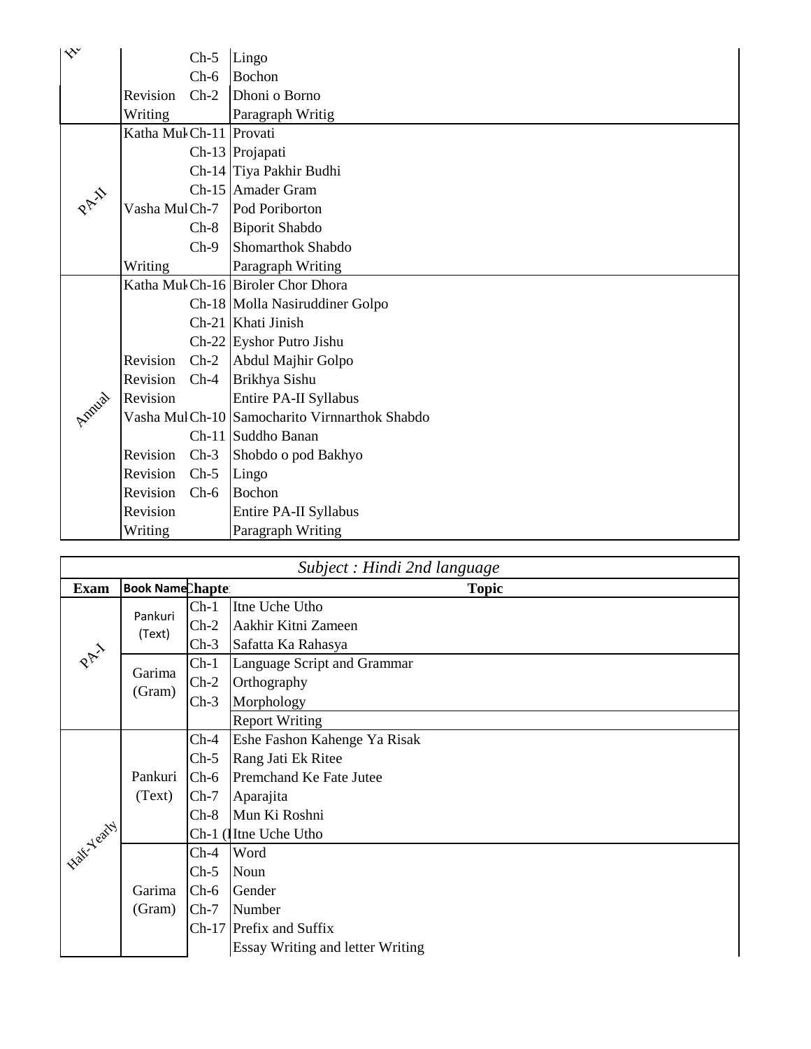| Exam | Book Name | Chapter | Topic |
|---|---|---|---|
| H... | | Ch-5 | Lingo |
| | | Ch-6 | Bochon |
| | Revision | Ch-2 | Dhoni o Borno |
| | Writing | | Paragraph Writig |
| PA-II | Katha Mul | Ch-11 | Provati |
| | | Ch-13 | Projapati |
| | | Ch-14 | Tiya Pakhir Budhi |
| | | Ch-15 | Amader Gram |
| | Vasha Mul | Ch-7 | Pod Poriborton |
| | | Ch-8 | Biporit Shabdo |
| | | Ch-9 | Shomarthok Shabdo |
| | Writing | | Paragraph Writing |
| Annual | Katha Mul | Ch-16 | Biroler Chor Dhora |
| | | Ch-18 | Molla Nasiruddiner Golpo |
| | | Ch-21 | Khati Jinish |
| | | Ch-22 | Eyshor Putro Jishu |
| | Revision | Ch-2 | Abdul Majhir Golpo |
| | Revision | Ch-4 | Brikhya Sishu |
| | Revision | | Entire PA-II Syllabus |
| | Vasha Mul | Ch-10 | Samocharito Virnnarthok Shabdo |
| | | Ch-11 | Suddho Banan |
| | Revision | Ch-3 | Shobdo o pod Bakhyo |
| | Revision | Ch-5 | Lingo |
| | Revision | Ch-6 | Bochon |
| | Revision | | Entire PA-II Syllabus |
| | Writing | | Paragraph Writing |

*Subject : Hindi 2nd language*

| Exam | Book Name | Chapter | Topic |
|---|---|---|---|
| PA-I | Pankuri (Text) | Ch-1 | Itne Uche Utho |
| | | Ch-2 | Aakhir Kitni Zameen |
| | | Ch-3 | Safatta Ka Rahasya |
| | Garima (Gram) | Ch-1 | Language Script and Grammar |
| | | Ch-2 | Orthography |
| | | Ch-3 | Morphology |
| | | | Report Writing |
| Half-Yearly | Pankuri (Text) | Ch-4 | Eshe Fashon Kahenge Ya Risak |
| | | Ch-5 | Rang Jati Ek Ritee |
| | | Ch-6 | Premchand Ke Fate Jutee |
| | | Ch-7 | Aparajita |
| | | Ch-8 | Mun Ki Roshni |
| | | Ch-1 (I | Itne Uche Utho |
| | Garima (Gram) | Ch-4 | Word |
| | | Ch-5 | Noun |
| | | Ch-6 | Gender |
| | | Ch-7 | Number |
| | | Ch-17 | Prefix and Suffix |
| | | | Essay Writing and letter Writing |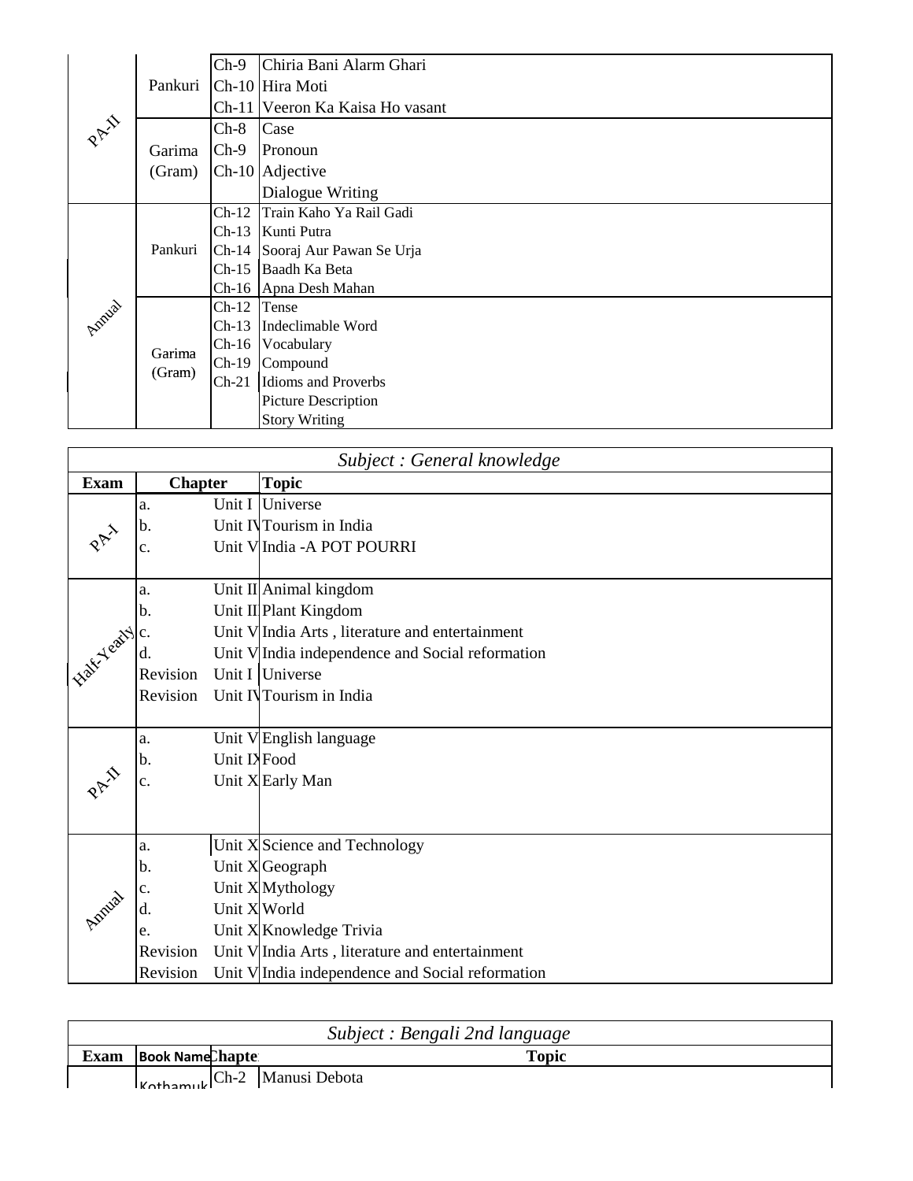| Exam | Book Name | Chapter | Topic |
|---|---|---|---|
| PA-II | Pankuri | Ch-9 | Chiria Bani Alarm Ghari |
| | | Ch-10 | Hira Moti |
| | | Ch-11 | Veeron Ka Kaisa Ho vasant |
| | Garima (Gram) | Ch-8 | Case |
| | | Ch-9 | Pronoun |
| | | Ch-10 | Adjective |
| | | | Dialogue Writing |
| Annual | Pankuri | Ch-12 | Train Kaho Ya Rail Gadi |
| | | Ch-13 | Kunti Putra |
| | | Ch-14 | Sooraj Aur Pawan Se Urja |
| | | Ch-15 | Baadh Ka Beta |
| | | Ch-16 | Apna Desh Mahan |
| | Garima (Gram) | Ch-12 | Tense |
| | | Ch-13 | Indeclimable Word |
| | | Ch-16 | Vocabulary |
| | | Ch-19 | Compound |
| | | Ch-21 | Idioms and Proverbs |
| | | | Picture Description |
| | | | Story Writing |

*Subject : General knowledge*

| Exam | Chapter | | Topic |
|---|---|---|---|
| PA-I | a. | Unit I | Universe |
| | b. | Unit IV | Tourism in India |
| | c. | Unit V | India -A POT POURRI |
| Half-Yearly | a. | Unit II | Animal kingdom |
| | b. | Unit II | Plant Kingdom |
| | c. | Unit V | India Arts , literature and entertainment |
| | d. | Unit V | India independence and Social reformation |
| | Revision | Unit I | Universe |
| | Revision | Unit IV | Tourism in India |
| PA-II | a. | Unit V | English language |
| | b. | Unit IX | Food |
| | c. | Unit X | Early Man |
| Annual | a. | Unit X | Science and Technology |
| | b. | Unit X | Geograph |
| | c. | Unit X | Mythology |
| | d. | Unit X | World |
| | e. | Unit X | Knowledge Trivia |
| | Revision | Unit V | India Arts , literature and entertainment |
| | Revision | Unit V | India independence and Social reformation |

*Subject : Bengali 2nd language*

| Exam | Book Name | Chapter | Topic |
|---|---|---|---|
| | Kothamuk | Ch-2 | Manusi Debota |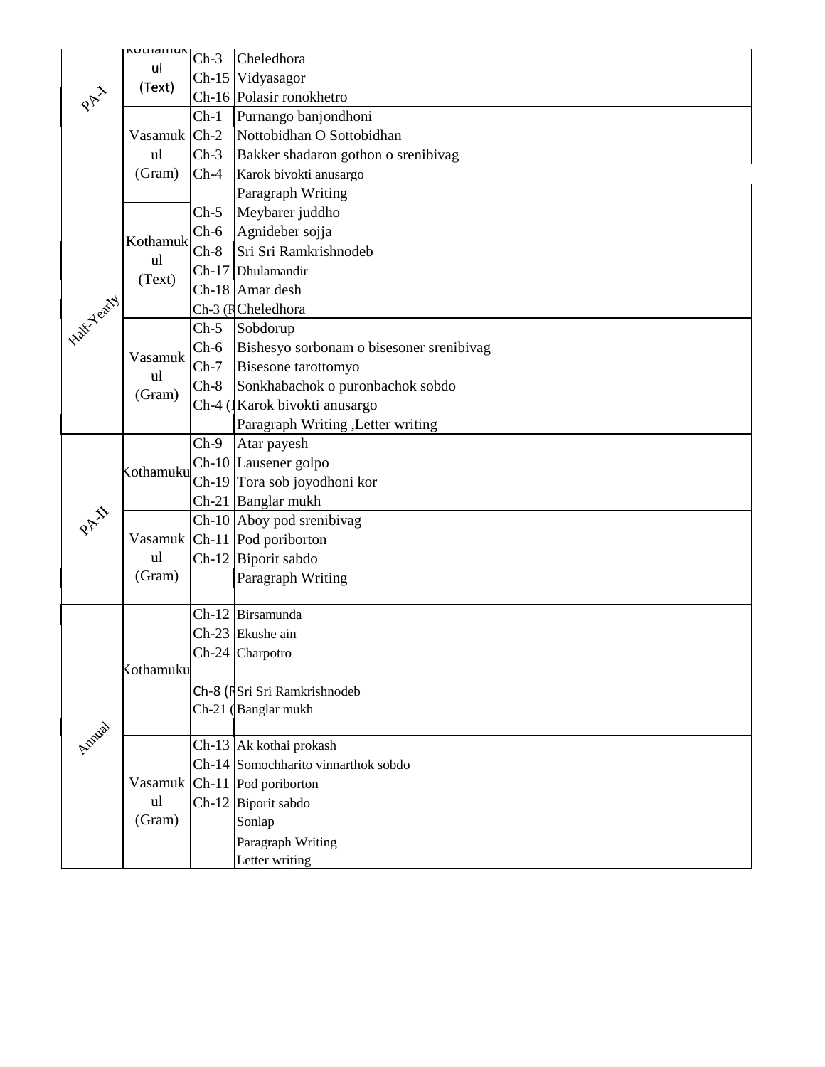| | | | |
|---|---|---|---|
| PA-I | Kothamukul (Text) | Ch-3 | Cheledhora |
| | | Ch-15 | Vidyasagor |
| | | Ch-16 | Polasir ronokhetro |
| | Vasamukul (Gram) | Ch-1 | Purnango banjondhoni |
| | | Ch-2 | Nottobidhan O Sottobidhan |
| | | Ch-3 | Bakker shadaron gothon o srenibivag |
| | | Ch-4 | Karok bivokti anusargo |
| | | | Paragraph Writing |
| Half-Yearly | Kothamukul (Text) | Ch-5 | Meybarer juddho |
| | | Ch-6 | Agnideber sojja |
| | | Ch-8 | Sri Sri Ramkrishnodeb |
| | | Ch-17 | Dhulamandir |
| | | Ch-18 | Amar desh |
| | | Ch-3 (R | Cheledhora |
| | Vasamukul (Gram) | Ch-5 | Sobdorup |
| | | Ch-6 | Bishesyo sorbonam o bisesoner srenibivag |
| | | Ch-7 | Bisesone tarottomyo |
| | | Ch-8 | Sonkhabachok o puronbachok sobdo |
| | | Ch-4 (I | Karok bivokti anusargo |
| | | | Paragraph Writing ,Letter writing |
| PA-II | Kothamuku | Ch-9 | Atar payesh |
| | | Ch-10 | Lausener golpo |
| | | Ch-19 | Tora sob joyodhoni kor |
| | | Ch-21 | Banglar mukh |
| | Vasamukul (Gram) | Ch-10 | Aboy pod srenibivag |
| | | Ch-11 | Pod poriborton |
| | | Ch-12 | Biporit sabdo |
| | | | Paragraph Writing |
| Annual | Kothamuku | Ch-12 | Birsamunda |
| | | Ch-23 | Ekushe ain |
| | | Ch-24 | Charpotro |
| | | Ch-8 (R | Sri Sri Ramkrishnodeb |
| | | Ch-21 ( | Banglar mukh |
| | Vasamukul (Gram) | Ch-13 | Ak kothai prokash |
| | | Ch-14 | Somochharito vinnarthok sobdo |
| | | Ch-11 | Pod poriborton |
| | | Ch-12 | Biporit sabdo |
| | | | Sonlap |
| | | | Paragraph Writing |
| | | | Letter writing |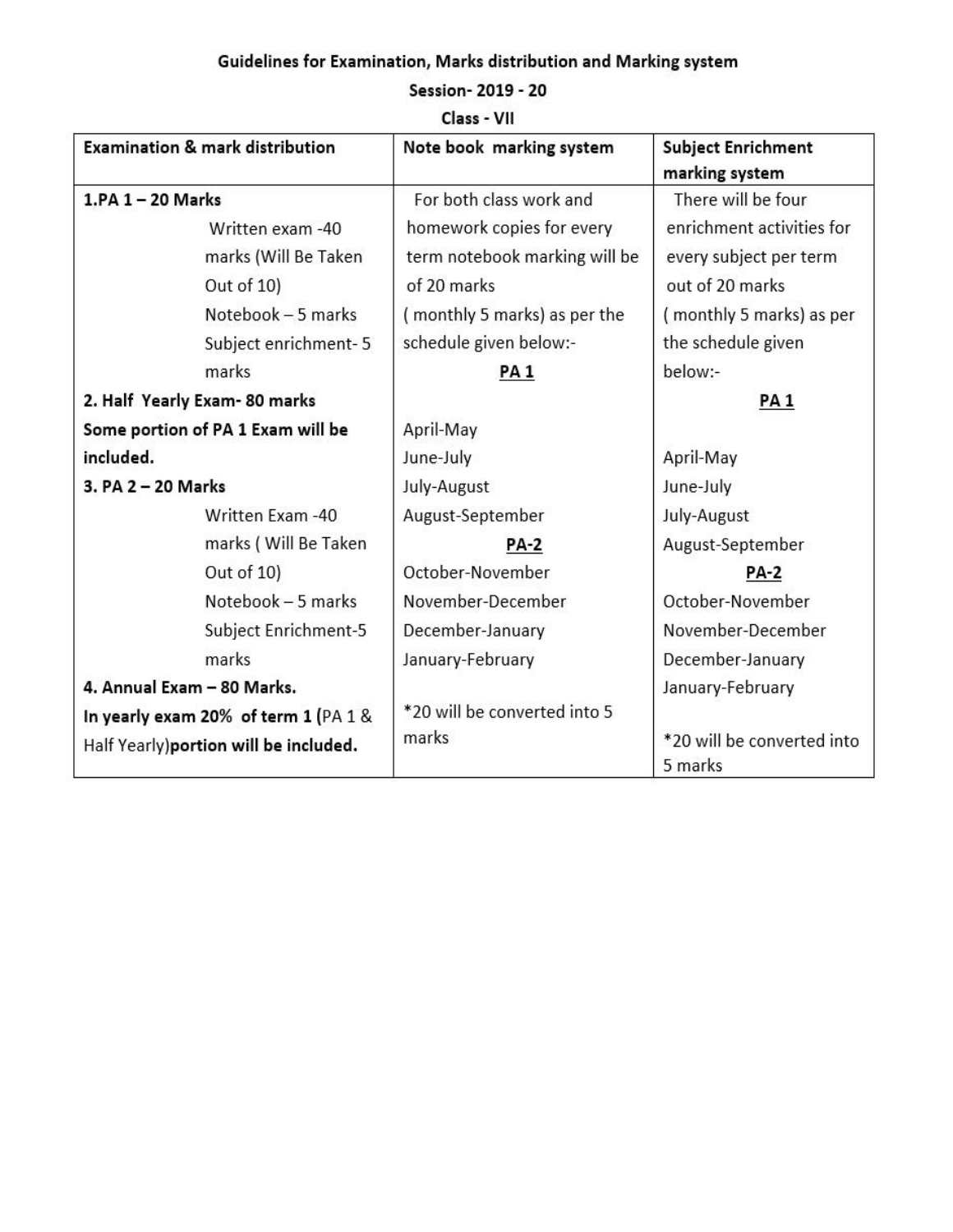## Guidelines for Examination, Marks distribution and Marking system

### Session- 2019 - 20

### Class - VII

| Examination & mark distribution | Note book marking system | Subject Enrichment marking system |
|---|---|---|
| **1.PA 1 – 20 Marks**<br>Written exam -40 marks (Will Be Taken Out of 10)<br>Notebook – 5 marks<br>Subject enrichment- 5 marks<br>**2. Half Yearly Exam- 80 marks**<br>**Some portion of PA 1 Exam will be included.**<br>**3. PA 2 – 20 Marks**<br>Written Exam -40 marks ( Will Be Taken Out of 10)<br>Notebook – 5 marks<br>Subject Enrichment-5 marks<br>**4. Annual Exam – 80 Marks.**<br>**In yearly exam 20% of term 1 (**PA 1 & Half Yearly)**portion will be included.** | For both class work and homework copies for every term notebook marking will be of 20 marks<br>( monthly 5 marks) as per the schedule given below:-<br><u>**PA 1**</u><br>April-May<br>June-July<br>July-August<br>August-September<br><u>**PA-2**</u><br>October-November<br>November-December<br>December-January<br>January-February<br>*20 will be converted into 5 marks | There will be four enrichment activities for every subject per term out of 20 marks<br>( monthly 5 marks) as per the schedule given below:-<br><u>**PA 1**</u><br>April-May<br>June-July<br>July-August<br>August-September<br><u>**PA-2**</u><br>October-November<br>November-December<br>December-January<br>January-February<br>*20 will be converted into 5 marks |